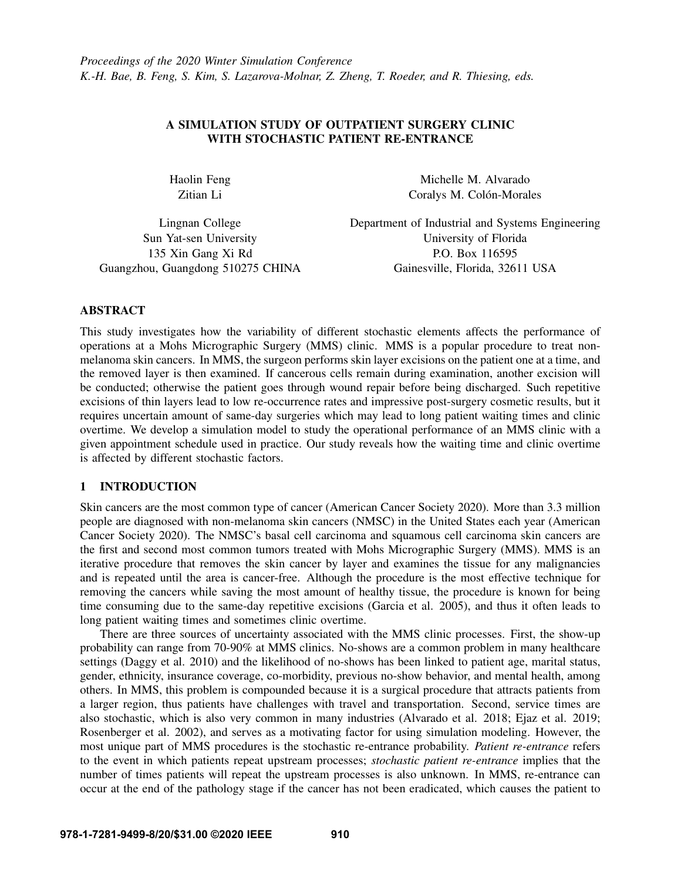# A SIMULATION STUDY OF OUTPATIENT SURGERY CLINIC WITH STOCHASTIC PATIENT RE-ENTRANCE

Haolin Feng
Zitian Li

Lingnan College
Sun Yat-sen University
135 Xin Gang Xi Rd
Guangzhou, Guangdong 510275 CHINA

Michelle M. Alvarado
Coralys M. Colón-Morales

Department of Industrial and Systems Engineering
University of Florida
P.O. Box 116595
Gainesville, Florida, 32611 USA

## ABSTRACT

This study investigates how the variability of different stochastic elements affects the performance of operations at a Mohs Micrographic Surgery (MMS) clinic. MMS is a popular procedure to treat non-melanoma skin cancers. In MMS, the surgeon performs skin layer excisions on the patient one at a time, and the removed layer is then examined. If cancerous cells remain during examination, another excision will be conducted; otherwise the patient goes through wound repair before being discharged. Such repetitive excisions of thin layers lead to low re-occurrence rates and impressive post-surgery cosmetic results, but it requires uncertain amount of same-day surgeries which may lead to long patient waiting times and clinic overtime. We develop a simulation model to study the operational performance of an MMS clinic with a given appointment schedule used in practice. Our study reveals how the waiting time and clinic overtime is affected by different stochastic factors.

## 1 INTRODUCTION

Skin cancers are the most common type of cancer (American Cancer Society 2020). More than 3.3 million people are diagnosed with non-melanoma skin cancers (NMSC) in the United States each year (American Cancer Society 2020). The NMSC's basal cell carcinoma and squamous cell carcinoma skin cancers are the first and second most common tumors treated with Mohs Micrographic Surgery (MMS). MMS is an iterative procedure that removes the skin cancer by layer and examines the tissue for any malignancies and is repeated until the area is cancer-free. Although the procedure is the most effective technique for removing the cancers while saving the most amount of healthy tissue, the procedure is known for being time consuming due to the same-day repetitive excisions (Garcia et al. 2005), and thus it often leads to long patient waiting times and sometimes clinic overtime.

There are three sources of uncertainty associated with the MMS clinic processes. First, the show-up probability can range from 70-90% at MMS clinics. No-shows are a common problem in many healthcare settings (Daggy et al. 2010) and the likelihood of no-shows has been linked to patient age, marital status, gender, ethnicity, insurance coverage, co-morbidity, previous no-show behavior, and mental health, among others. In MMS, this problem is compounded because it is a surgical procedure that attracts patients from a larger region, thus patients have challenges with travel and transportation. Second, service times are also stochastic, which is also very common in many industries (Alvarado et al. 2018; Ejaz et al. 2019; Rosenberger et al. 2002), and serves as a motivating factor for using simulation modeling. However, the most unique part of MMS procedures is the stochastic re-entrance probability. *Patient re-entrance* refers to the event in which patients repeat upstream processes; *stochastic patient re-entrance* implies that the number of times patients will repeat the upstream processes is also unknown. In MMS, re-entrance can occur at the end of the pathology stage if the cancer has not been eradicated, which causes the patient to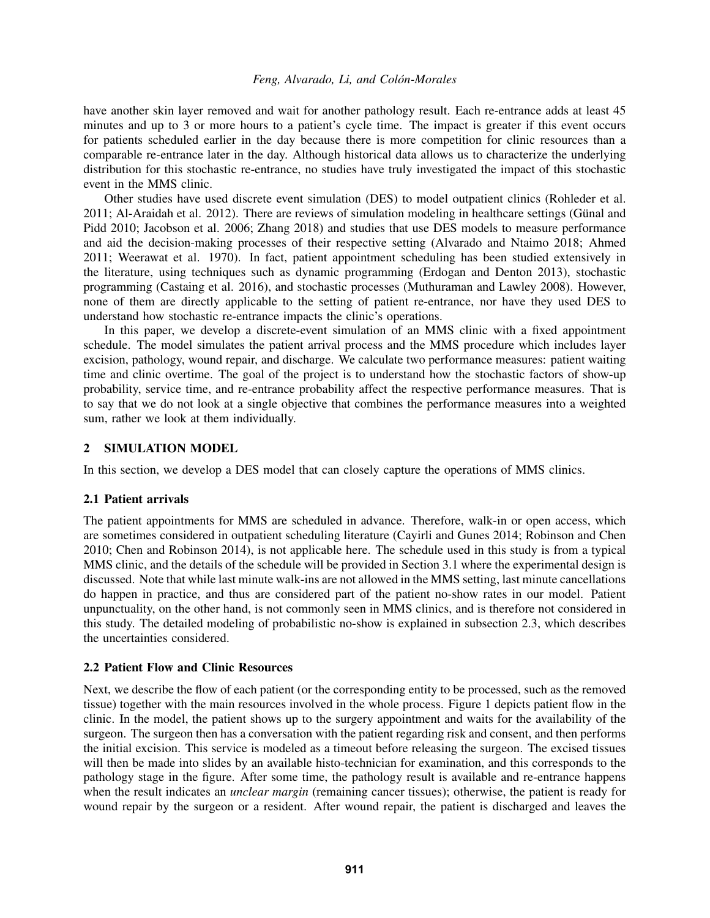have another skin layer removed and wait for another pathology result. Each re-entrance adds at least 45 minutes and up to 3 or more hours to a patient's cycle time. The impact is greater if this event occurs for patients scheduled earlier in the day because there is more competition for clinic resources than a comparable re-entrance later in the day. Although historical data allows us to characterize the underlying distribution for this stochastic re-entrance, no studies have truly investigated the impact of this stochastic event in the MMS clinic.

Other studies have used discrete event simulation (DES) to model outpatient clinics (Rohleder et al. 2011; Al-Araidah et al. 2012). There are reviews of simulation modeling in healthcare settings (Günal and Pidd 2010; Jacobson et al. 2006; Zhang 2018) and studies that use DES models to measure performance and aid the decision-making processes of their respective setting (Alvarado and Ntaimo 2018; Ahmed 2011; Weerawat et al. 1970). In fact, patient appointment scheduling has been studied extensively in the literature, using techniques such as dynamic programming (Erdogan and Denton 2013), stochastic programming (Castaing et al. 2016), and stochastic processes (Muthuraman and Lawley 2008). However, none of them are directly applicable to the setting of patient re-entrance, nor have they used DES to understand how stochastic re-entrance impacts the clinic's operations.

In this paper, we develop a discrete-event simulation of an MMS clinic with a fixed appointment schedule. The model simulates the patient arrival process and the MMS procedure which includes layer excision, pathology, wound repair, and discharge. We calculate two performance measures: patient waiting time and clinic overtime. The goal of the project is to understand how the stochastic factors of show-up probability, service time, and re-entrance probability affect the respective performance measures. That is to say that we do not look at a single objective that combines the performance measures into a weighted sum, rather we look at them individually.

## 2 SIMULATION MODEL

In this section, we develop a DES model that can closely capture the operations of MMS clinics.

### 2.1 Patient arrivals

The patient appointments for MMS are scheduled in advance. Therefore, walk-in or open access, which are sometimes considered in outpatient scheduling literature (Cayirli and Gunes 2014; Robinson and Chen 2010; Chen and Robinson 2014), is not applicable here. The schedule used in this study is from a typical MMS clinic, and the details of the schedule will be provided in Section 3.1 where the experimental design is discussed. Note that while last minute walk-ins are not allowed in the MMS setting, last minute cancellations do happen in practice, and thus are considered part of the patient no-show rates in our model. Patient unpunctuality, on the other hand, is not commonly seen in MMS clinics, and is therefore not considered in this study. The detailed modeling of probabilistic no-show is explained in subsection 2.3, which describes the uncertainties considered.

### 2.2 Patient Flow and Clinic Resources

Next, we describe the flow of each patient (or the corresponding entity to be processed, such as the removed tissue) together with the main resources involved in the whole process. Figure 1 depicts patient flow in the clinic. In the model, the patient shows up to the surgery appointment and waits for the availability of the surgeon. The surgeon then has a conversation with the patient regarding risk and consent, and then performs the initial excision. This service is modeled as a timeout before releasing the surgeon. The excised tissues will then be made into slides by an available histo-technician for examination, and this corresponds to the pathology stage in the figure. After some time, the pathology result is available and re-entrance happens when the result indicates an *unclear margin* (remaining cancer tissues); otherwise, the patient is ready for wound repair by the surgeon or a resident. After wound repair, the patient is discharged and leaves the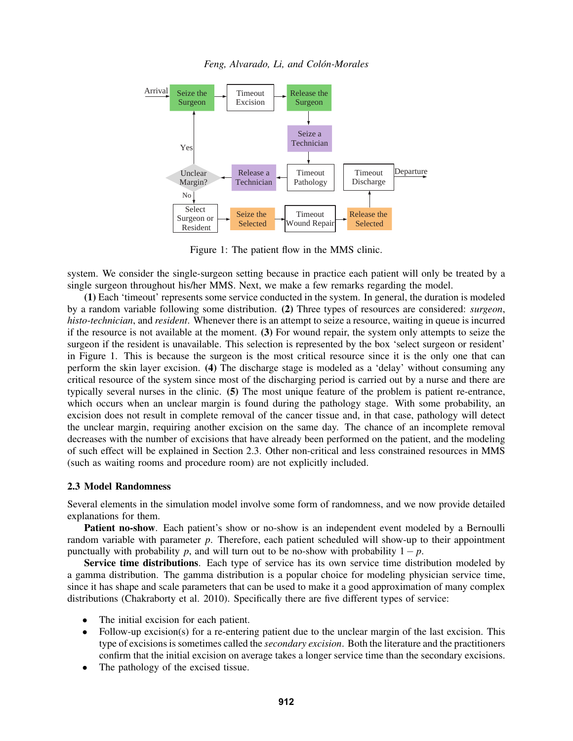Figure 1: The patient flow in the MMS clinic.

system. We consider the single-surgeon setting because in practice each patient will only be treated by a single surgeon throughout his/her MMS. Next, we make a few remarks regarding the model.

**(1)** Each 'timeout' represents some service conducted in the system. In general, the duration is modeled by a random variable following some distribution. **(2)** Three types of resources are considered: *surgeon*, *histo-technician*, and *resident*. Whenever there is an attempt to seize a resource, waiting in queue is incurred if the resource is not available at the moment. **(3)** For wound repair, the system only attempts to seize the surgeon if the resident is unavailable. This selection is represented by the box 'select surgeon or resident' in Figure 1. This is because the surgeon is the most critical resource since it is the only one that can perform the skin layer excision. **(4)** The discharge stage is modeled as a 'delay' without consuming any critical resource of the system since most of the discharging period is carried out by a nurse and there are typically several nurses in the clinic. **(5)** The most unique feature of the problem is patient re-entrance, which occurs when an unclear margin is found during the pathology stage. With some probability, an excision does not result in complete removal of the cancer tissue and, in that case, pathology will detect the unclear margin, requiring another excision on the same day. The chance of an incomplete removal decreases with the number of excisions that have already been performed on the patient, and the modeling of such effect will be explained in Section 2.3. Other non-critical and less constrained resources in MMS (such as waiting rooms and procedure room) are not explicitly included.

### 2.3 Model Randomness

Several elements in the simulation model involve some form of randomness, and we now provide detailed explanations for them.

**Patient no-show**. Each patient's show or no-show is an independent event modeled by a Bernoulli random variable with parameter $p$. Therefore, each patient scheduled will show-up to their appointment punctually with probability $p$, and will turn out to be no-show with probability $1-p$.

**Service time distributions**. Each type of service has its own service time distribution modeled by a gamma distribution. The gamma distribution is a popular choice for modeling physician service time, since it has shape and scale parameters that can be used to make it a good approximation of many complex distributions (Chakraborty et al. 2010). Specifically there are five different types of service:

- The initial excision for each patient.
- Follow-up excision(s) for a re-entering patient due to the unclear margin of the last excision. This type of excisions is sometimes called the *secondary excision*. Both the literature and the practitioners confirm that the initial excision on average takes a longer service time than the secondary excisions.
- The pathology of the excised tissue.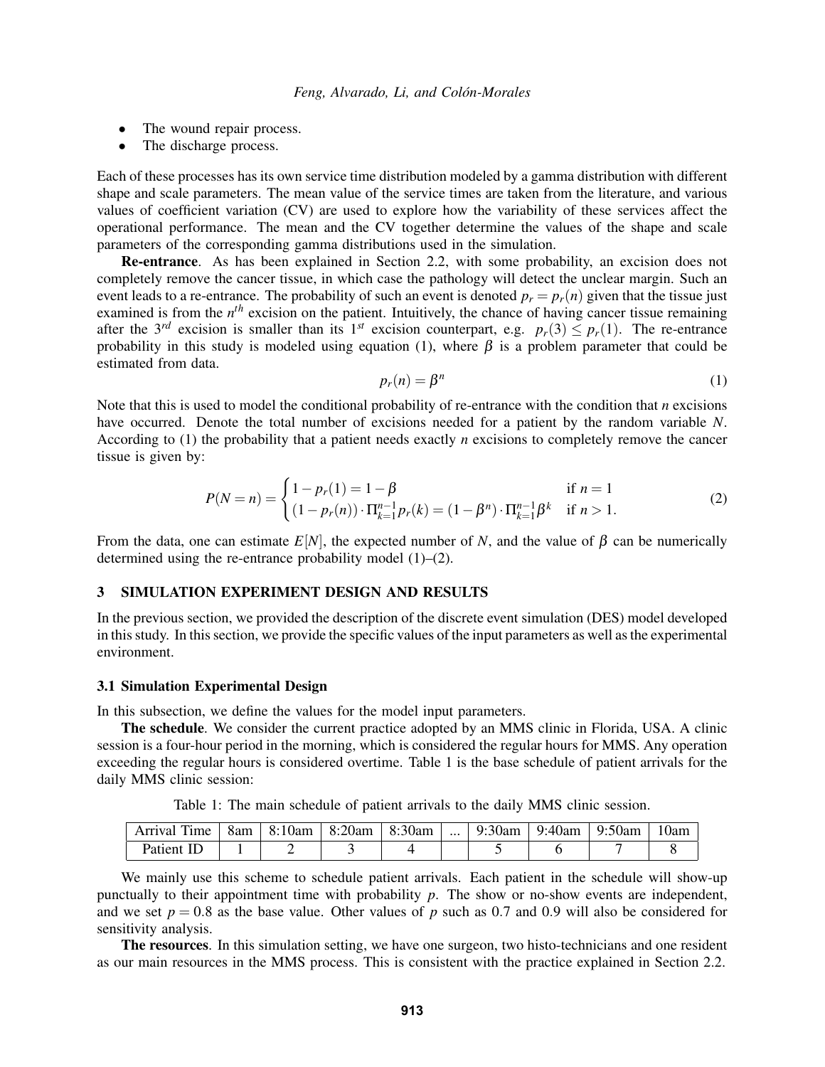- The wound repair process.
- The discharge process.

Each of these processes has its own service time distribution modeled by a gamma distribution with different shape and scale parameters. The mean value of the service times are taken from the literature, and various values of coefficient variation (CV) are used to explore how the variability of these services affect the operational performance. The mean and the CV together determine the values of the shape and scale parameters of the corresponding gamma distributions used in the simulation.

**Re-entrance**. As has been explained in Section 2.2, with some probability, an excision does not completely remove the cancer tissue, in which case the pathology will detect the unclear margin. Such an event leads to a re-entrance. The probability of such an event is denoted $p_r = p_r(n)$ given that the tissue just examined is from the $n^{th}$ excision on the patient. Intuitively, the chance of having cancer tissue remaining after the $3^{rd}$ excision is smaller than its $1^{st}$ excision counterpart, e.g. $p_r(3) \leq p_r(1)$. The re-entrance probability in this study is modeled using equation (1), where $\beta$ is a problem parameter that could be estimated from data.

$$p_r(n) = \beta^n \tag{1}$$

Note that this is used to model the conditional probability of re-entrance with the condition that $n$ excisions have occurred. Denote the total number of excisions needed for a patient by the random variable $N$. According to (1) the probability that a patient needs exactly $n$ excisions to completely remove the cancer tissue is given by:

$$P(N=n) = \begin{cases} 1 - p_r(1) = 1 - \beta & \text{if } n = 1 \\ (1 - p_r(n)) \cdot \Pi_{k=1}^{n-1} p_r(k) = (1 - \beta^n) \cdot \Pi_{k=1}^{n-1} \beta^k & \text{if } n > 1. \end{cases} \tag{2}$$

From the data, one can estimate $E[N]$, the expected number of $N$, and the value of $\beta$ can be numerically determined using the re-entrance probability model (1)–(2).

## 3 SIMULATION EXPERIMENT DESIGN AND RESULTS

In the previous section, we provided the description of the discrete event simulation (DES) model developed in this study. In this section, we provide the specific values of the input parameters as well as the experimental environment.

### 3.1 Simulation Experimental Design

In this subsection, we define the values for the model input parameters.

**The schedule**. We consider the current practice adopted by an MMS clinic in Florida, USA. A clinic session is a four-hour period in the morning, which is considered the regular hours for MMS. Any operation exceeding the regular hours is considered overtime. Table 1 is the base schedule of patient arrivals for the daily MMS clinic session:

Table 1: The main schedule of patient arrivals to the daily MMS clinic session.

| Arrival Time | 8am | 8:10am | 8:20am | 8:30am | ... | 9:30am | 9:40am | 9:50am | 10am |
|---|---|---|---|---|---|---|---|---|---|
| Patient ID | 1 | 2 | 3 | 4 | | 5 | 6 | 7 | 8 |

We mainly use this scheme to schedule patient arrivals. Each patient in the schedule will show-up punctually to their appointment time with probability $p$. The show or no-show events are independent, and we set $p = 0.8$ as the base value. Other values of $p$ such as 0.7 and 0.9 will also be considered for sensitivity analysis.

**The resources**. In this simulation setting, we have one surgeon, two histo-technicians and one resident as our main resources in the MMS process. This is consistent with the practice explained in Section 2.2.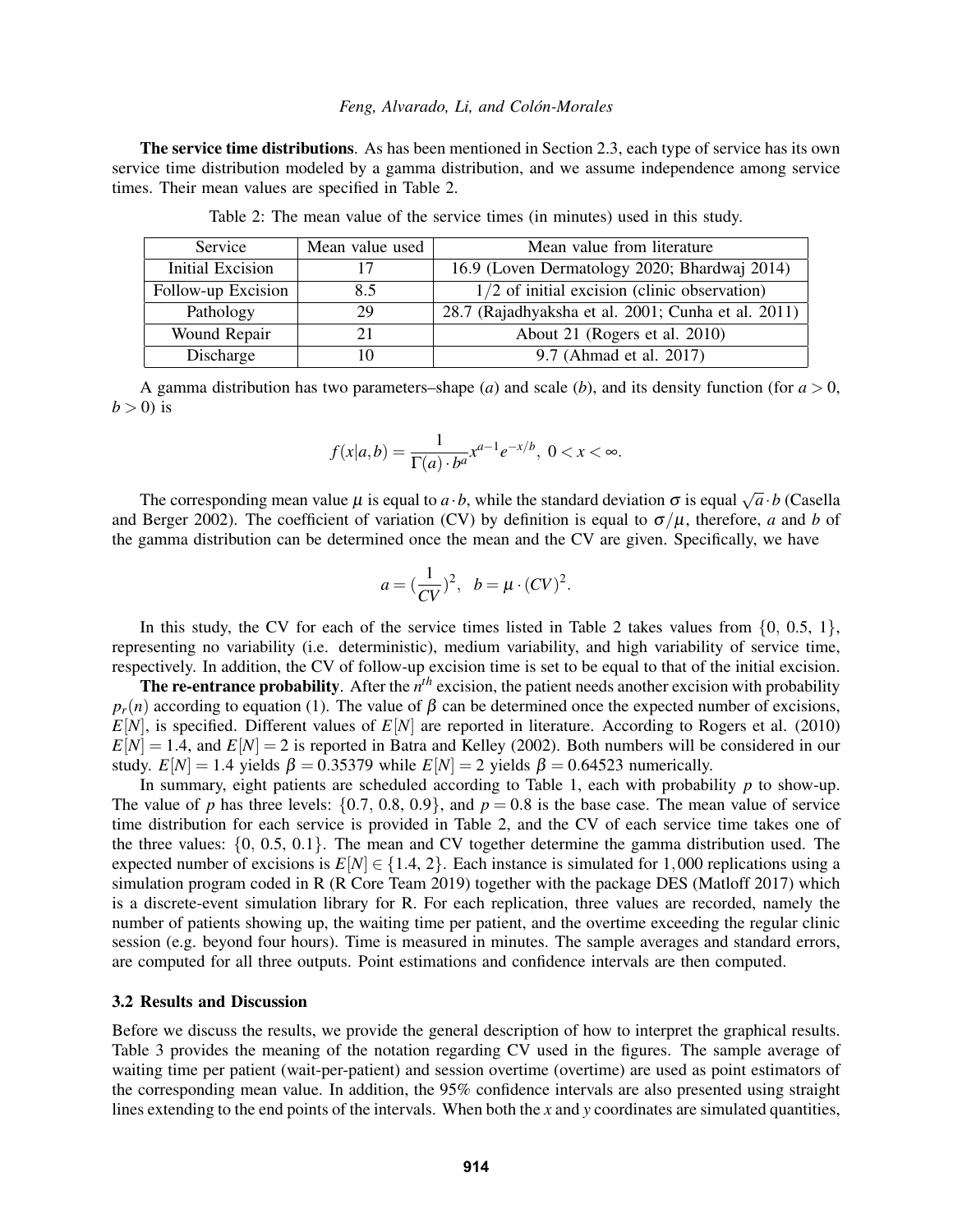**The service time distributions**. As has been mentioned in Section 2.3, each type of service has its own service time distribution modeled by a gamma distribution, and we assume independence among service times. Their mean values are specified in Table 2.

Table 2: The mean value of the service times (in minutes) used in this study.

| Service | Mean value used | Mean value from literature |
| --- | --- | --- |
| Initial Excision | 17 | 16.9 (Loven Dermatology 2020; Bhardwaj 2014) |
| Follow-up Excision | 8.5 | 1/2 of initial excision (clinic observation) |
| Pathology | 29 | 28.7 (Rajadhyaksha et al. 2001; Cunha et al. 2011) |
| Wound Repair | 21 | About 21 (Rogers et al. 2010) |
| Discharge | 10 | 9.7 (Ahmad et al. 2017) |

A gamma distribution has two parameters–shape ($a$) and scale ($b$), and its density function (for $a > 0$, $b > 0$) is

$$f(x|a,b) = \frac{1}{\Gamma(a) \cdot b^a} x^{a-1} e^{-x/b}, \ 0 < x < \infty.$$

The corresponding mean value $\mu$ is equal to $a \cdot b$, while the standard deviation $\sigma$ is equal $\sqrt{a} \cdot b$ (Casella and Berger 2002). The coefficient of variation (CV) by definition is equal to $\sigma/\mu$, therefore, $a$ and $b$ of the gamma distribution can be determined once the mean and the CV are given. Specifically, we have

$$a = (\frac{1}{CV})^2, \quad b = \mu \cdot (CV)^2.$$

In this study, the CV for each of the service times listed in Table 2 takes values from $\{0, 0.5, 1\}$, representing no variability (i.e. deterministic), medium variability, and high variability of service time, respectively. In addition, the CV of follow-up excision time is set to be equal to that of the initial excision.

**The re-entrance probability**. After the $n^{th}$ excision, the patient needs another excision with probability $p_r(n)$ according to equation (1). The value of $\beta$ can be determined once the expected number of excisions, $E[N]$, is specified. Different values of $E[N]$ are reported in literature. According to Rogers et al. (2010) $E[N] = 1.4$, and $E[N] = 2$ is reported in Batra and Kelley (2002). Both numbers will be considered in our study. $E[N] = 1.4$ yields $\beta = 0.35379$ while $E[N] = 2$ yields $\beta = 0.64523$ numerically.

In summary, eight patients are scheduled according to Table 1, each with probability $p$ to show-up. The value of $p$ has three levels: $\{0.7, 0.8, 0.9\}$, and $p = 0.8$ is the base case. The mean value of service time distribution for each service is provided in Table 2, and the CV of each service time takes one of the three values: $\{0, 0.5, 0.1\}$. The mean and CV together determine the gamma distribution used. The expected number of excisions is $E[N] \in \{1.4, 2\}$. Each instance is simulated for $1,000$ replications using a simulation program coded in R (R Core Team 2019) together with the package DES (Matloff 2017) which is a discrete-event simulation library for R. For each replication, three values are recorded, namely the number of patients showing up, the waiting time per patient, and the overtime exceeding the regular clinic session (e.g. beyond four hours). Time is measured in minutes. The sample averages and standard errors, are computed for all three outputs. Point estimations and confidence intervals are then computed.

### 3.2 Results and Discussion

Before we discuss the results, we provide the general description of how to interpret the graphical results. Table 3 provides the meaning of the notation regarding CV used in the figures. The sample average of waiting time per patient (wait-per-patient) and session overtime (overtime) are used as point estimators of the corresponding mean value. In addition, the 95% confidence intervals are also presented using straight lines extending to the end points of the intervals. When both the $x$ and $y$ coordinates are simulated quantities,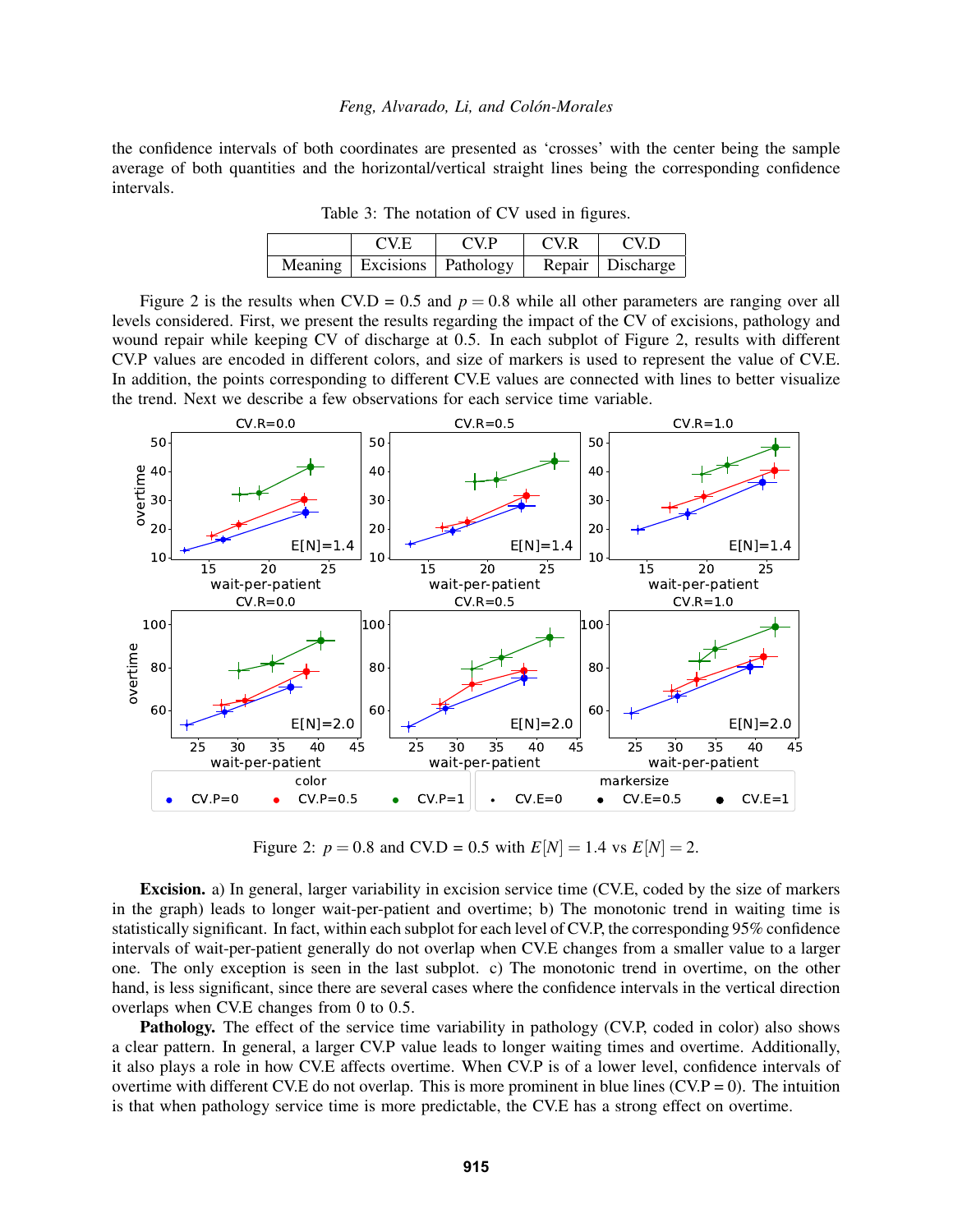the confidence intervals of both coordinates are presented as 'crosses' with the center being the sample average of both quantities and the horizontal/vertical straight lines being the corresponding confidence intervals.

Table 3: The notation of CV used in figures.

| | CV.E | CV.P | CV.R | CV.D |
|---|---|---|---|---|
| Meaning | Excisions | Pathology | Repair | Discharge |

Figure 2 is the results when CV.D = 0.5 and $p = 0.8$ while all other parameters are ranging over all levels considered. First, we present the results regarding the impact of the CV of excisions, pathology and wound repair while keeping CV of discharge at 0.5. In each subplot of Figure 2, results with different CV.P values are encoded in different colors, and size of markers is used to represent the value of CV.E. In addition, the points corresponding to different CV.E values are connected with lines to better visualize the trend. Next we describe a few observations for each service time variable.

Figure 2: $p = 0.8$ and CV.D = 0.5 with $E[N] = 1.4$ vs $E[N] = 2$.

**Excision.** a) In general, larger variability in excision service time (CV.E, coded by the size of markers in the graph) leads to longer wait-per-patient and overtime; b) The monotonic trend in waiting time is statistically significant. In fact, within each subplot for each level of CV.P, the corresponding 95% confidence intervals of wait-per-patient generally do not overlap when CV.E changes from a smaller value to a larger one. The only exception is seen in the last subplot. c) The monotonic trend in overtime, on the other hand, is less significant, since there are several cases where the confidence intervals in the vertical direction overlaps when CV.E changes from 0 to 0.5.

**Pathology.** The effect of the service time variability in pathology (CV.P, coded in color) also shows a clear pattern. In general, a larger CV.P value leads to longer waiting times and overtime. Additionally, it also plays a role in how CV.E affects overtime. When CV.P is of a lower level, confidence intervals of overtime with different CV.E do not overlap. This is more prominent in blue lines (CV.P = 0). The intuition is that when pathology service time is more predictable, the CV.E has a strong effect on overtime.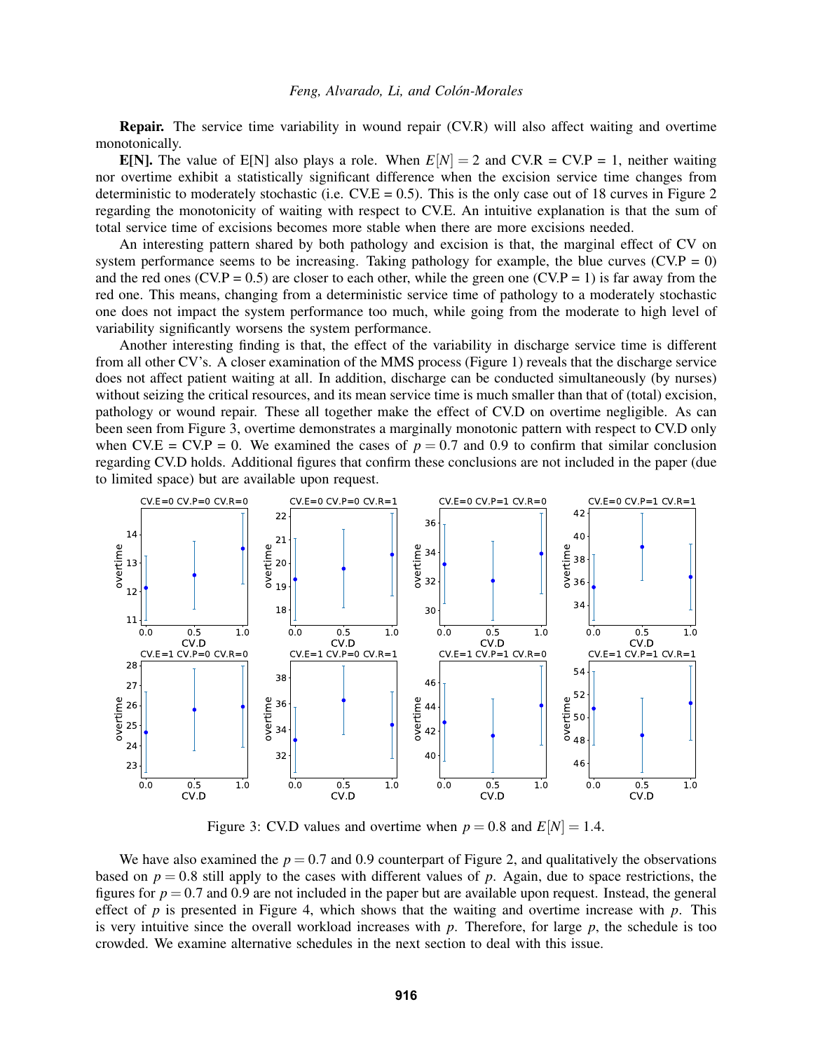**Repair.** The service time variability in wound repair (CV.R) will also affect waiting and overtime monotonically.

**E[N].** The value of E[N] also plays a role. When $E[N] = 2$ and CV.R = CV.P = 1, neither waiting nor overtime exhibit a statistically significant difference when the excision service time changes from deterministic to moderately stochastic (i.e. CV.E = 0.5). This is the only case out of 18 curves in Figure 2 regarding the monotonicity of waiting with respect to CV.E. An intuitive explanation is that the sum of total service time of excisions becomes more stable when there are more excisions needed.

An interesting pattern shared by both pathology and excision is that, the marginal effect of CV on system performance seems to be increasing. Taking pathology for example, the blue curves (CV.P = 0) and the red ones (CV.P = 0.5) are closer to each other, while the green one (CV.P = 1) is far away from the red one. This means, changing from a deterministic service time of pathology to a moderately stochastic one does not impact the system performance too much, while going from the moderate to high level of variability significantly worsens the system performance.

Another interesting finding is that, the effect of the variability in discharge service time is different from all other CV's. A closer examination of the MMS process (Figure 1) reveals that the discharge service does not affect patient waiting at all. In addition, discharge can be conducted simultaneously (by nurses) without seizing the critical resources, and its mean service time is much smaller than that of (total) excision, pathology or wound repair. These all together make the effect of CV.D on overtime negligible. As can been seen from Figure 3, overtime demonstrates a marginally monotonic pattern with respect to CV.D only when CV.E = CV.P = 0. We examined the cases of $p = 0.7$ and 0.9 to confirm that similar conclusion regarding CV.D holds. Additional figures that confirm these conclusions are not included in the paper (due to limited space) but are available upon request.

Figure 3: CV.D values and overtime when $p = 0.8$ and $E[N] = 1.4$.

We have also examined the $p = 0.7$ and 0.9 counterpart of Figure 2, and qualitatively the observations based on $p = 0.8$ still apply to the cases with different values of $p$. Again, due to space restrictions, the figures for $p = 0.7$ and 0.9 are not included in the paper but are available upon request. Instead, the general effect of $p$ is presented in Figure 4, which shows that the waiting and overtime increase with $p$. This is very intuitive since the overall workload increases with $p$. Therefore, for large $p$, the schedule is too crowded. We examine alternative schedules in the next section to deal with this issue.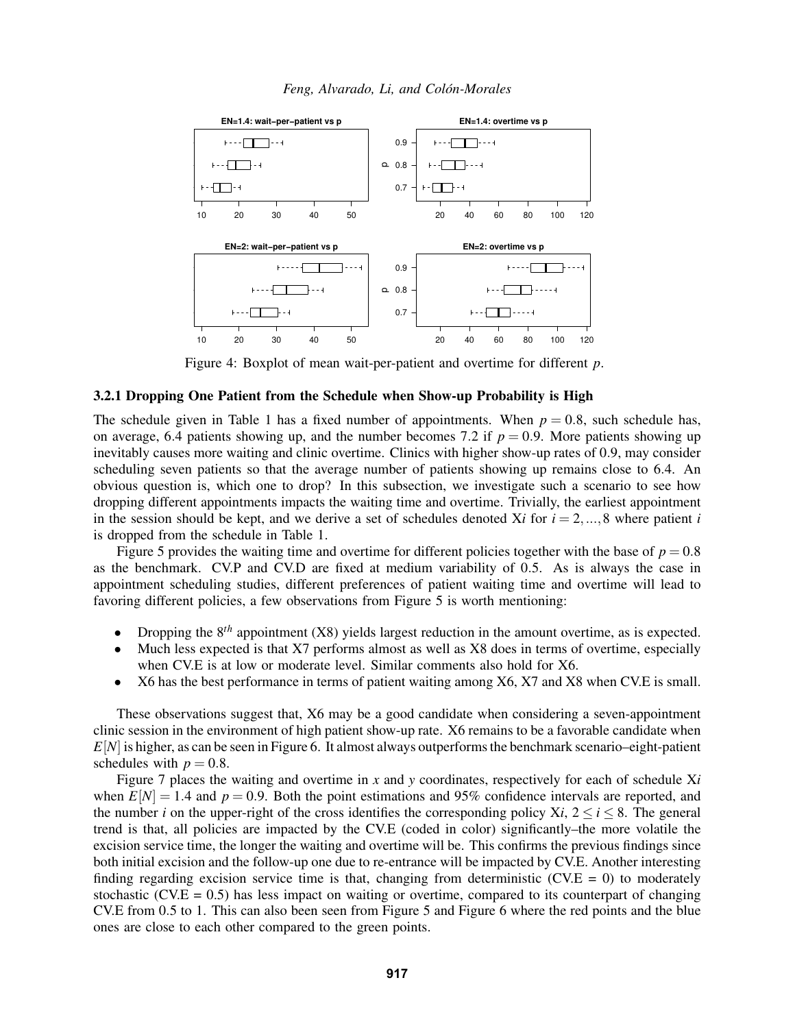Figure 4: Boxplot of mean wait-per-patient and overtime for different $p$.

### 3.2.1 Dropping One Patient from the Schedule when Show-up Probability is High

The schedule given in Table 1 has a fixed number of appointments. When $p = 0.8$, such schedule has, on average, 6.4 patients showing up, and the number becomes 7.2 if $p = 0.9$. More patients showing up inevitably causes more waiting and clinic overtime. Clinics with higher show-up rates of 0.9, may consider scheduling seven patients so that the average number of patients showing up remains close to 6.4. An obvious question is, which one to drop? In this subsection, we investigate such a scenario to see how dropping different appointments impacts the waiting time and overtime. Trivially, the earliest appointment in the session should be kept, and we derive a set of schedules denoted X$i$ for $i = 2, ..., 8$ where patient $i$ is dropped from the schedule in Table 1.

Figure 5 provides the waiting time and overtime for different policies together with the base of $p = 0.8$ as the benchmark. CV.P and CV.D are fixed at medium variability of 0.5. As is always the case in appointment scheduling studies, different preferences of patient waiting time and overtime will lead to favoring different policies, a few observations from Figure 5 is worth mentioning:

- Dropping the $8^{th}$ appointment (X8) yields largest reduction in the amount overtime, as is expected.
- Much less expected is that X7 performs almost as well as X8 does in terms of overtime, especially when CV.E is at low or moderate level. Similar comments also hold for X6.
- X6 has the best performance in terms of patient waiting among X6, X7 and X8 when CV.E is small.

These observations suggest that, X6 may be a good candidate when considering a seven-appointment clinic session in the environment of high patient show-up rate. X6 remains to be a favorable candidate when $E[N]$ is higher, as can be seen in Figure 6. It almost always outperforms the benchmark scenario–eight-patient schedules with $p = 0.8$.

Figure 7 places the waiting and overtime in $x$ and $y$ coordinates, respectively for each of schedule X$i$ when $E[N] = 1.4$ and $p = 0.9$. Both the point estimations and 95% confidence intervals are reported, and the number $i$ on the upper-right of the cross identifies the corresponding policy X$i$, $2 \leq i \leq 8$. The general trend is that, all policies are impacted by the CV.E (coded in color) significantly–the more volatile the excision service time, the longer the waiting and overtime will be. This confirms the previous findings since both initial excision and the follow-up one due to re-entrance will be impacted by CV.E. Another interesting finding regarding excision service time is that, changing from deterministic (CV.E = 0) to moderately stochastic (CV.E = 0.5) has less impact on waiting or overtime, compared to its counterpart of changing CV.E from 0.5 to 1. This can also been seen from Figure 5 and Figure 6 where the red points and the blue ones are close to each other compared to the green points.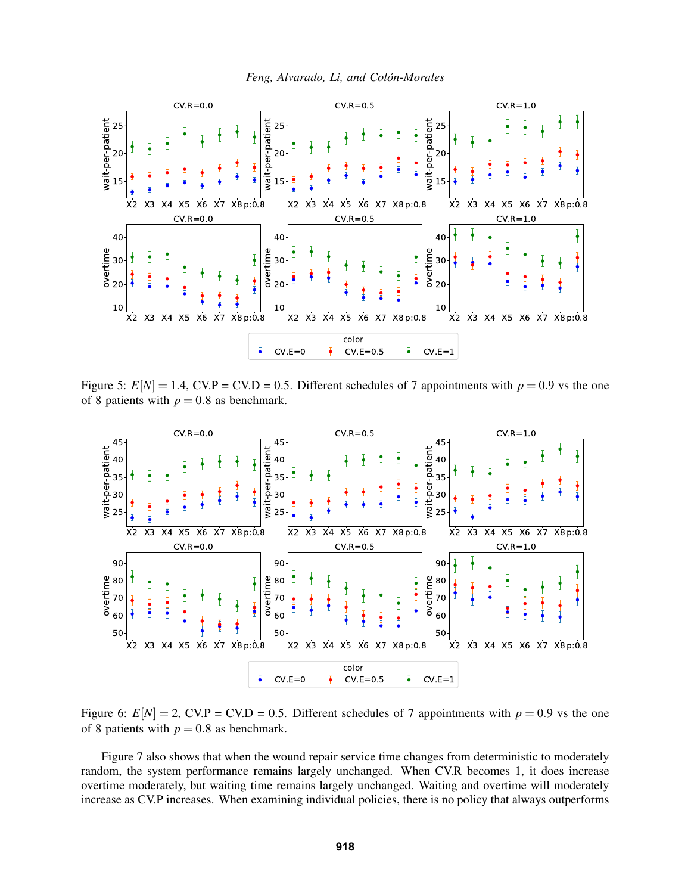Figure 5: $E[N] = 1.4$, CV.P = CV.D = 0.5. Different schedules of 7 appointments with $p = 0.9$ vs the one of 8 patients with $p = 0.8$ as benchmark.

Figure 6: $E[N] = 2$, CV.P = CV.D = 0.5. Different schedules of 7 appointments with $p = 0.9$ vs the one of 8 patients with $p = 0.8$ as benchmark.

Figure 7 also shows that when the wound repair service time changes from deterministic to moderately random, the system performance remains largely unchanged. When CV.R becomes 1, it does increase overtime moderately, but waiting time remains largely unchanged. Waiting and overtime will moderately increase as CV.P increases. When examining individual policies, there is no policy that always outperforms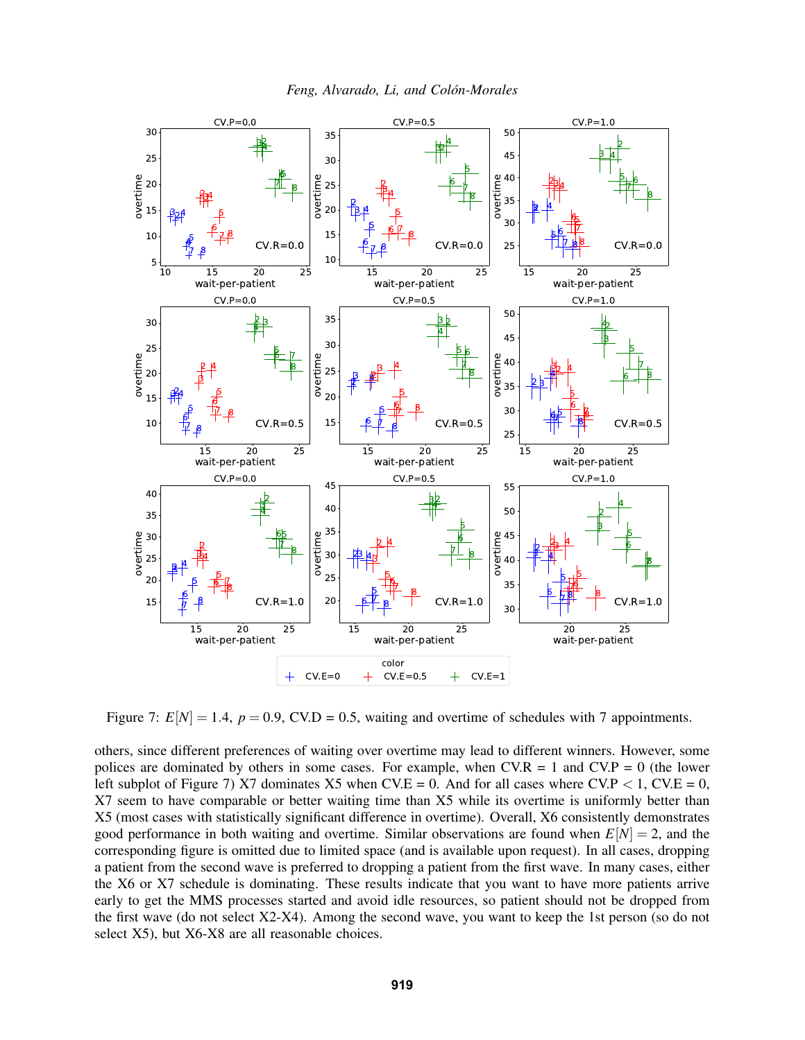Figure 7: $E[N] = 1.4$, $p = 0.9$, CV.D = 0.5, waiting and overtime of schedules with 7 appointments.

others, since different preferences of waiting over overtime may lead to different winners. However, some polices are dominated by others in some cases. For example, when CV.R = 1 and CV.P = 0 (the lower left subplot of Figure 7) X7 dominates X5 when CV.E = 0. And for all cases where CV.P < 1, CV.E = 0, X7 seem to have comparable or better waiting time than X5 while its overtime is uniformly better than X5 (most cases with statistically significant difference in overtime). Overall, X6 consistently demonstrates good performance in both waiting and overtime. Similar observations are found when $E[N] = 2$, and the corresponding figure is omitted due to limited space (and is available upon request). In all cases, dropping a patient from the second wave is preferred to dropping a patient from the first wave. In many cases, either the X6 or X7 schedule is dominating. These results indicate that you want to have more patients arrive early to get the MMS processes started and avoid idle resources, so patient should not be dropped from the first wave (do not select X2-X4). Among the second wave, you want to keep the 1st person (so do not select X5), but X6-X8 are all reasonable choices.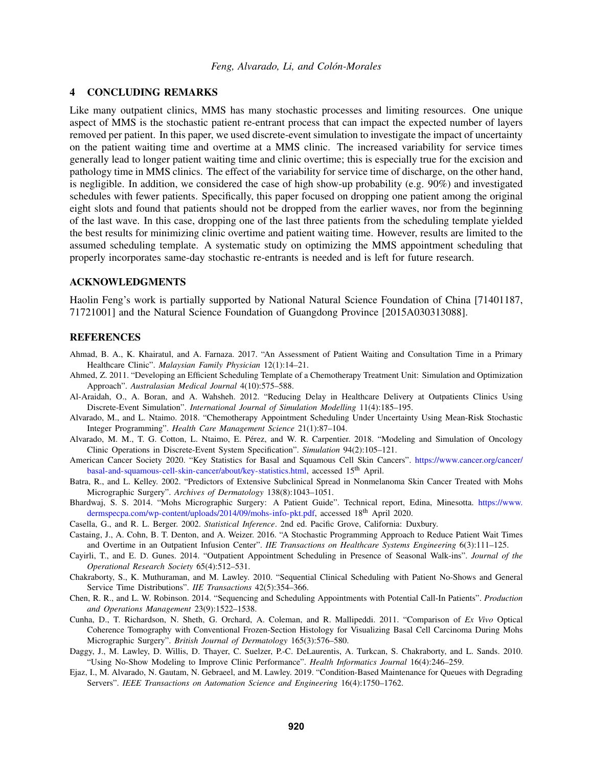## 4 CONCLUDING REMARKS

Like many outpatient clinics, MMS has many stochastic processes and limiting resources. One unique aspect of MMS is the stochastic patient re-entrant process that can impact the expected number of layers removed per patient. In this paper, we used discrete-event simulation to investigate the impact of uncertainty on the patient waiting time and overtime at a MMS clinic. The increased variability for service times generally lead to longer patient waiting time and clinic overtime; this is especially true for the excision and pathology time in MMS clinics. The effect of the variability for service time of discharge, on the other hand, is negligible. In addition, we considered the case of high show-up probability (e.g. 90%) and investigated schedules with fewer patients. Specifically, this paper focused on dropping one patient among the original eight slots and found that patients should not be dropped from the earlier waves, nor from the beginning of the last wave. In this case, dropping one of the last three patients from the scheduling template yielded the best results for minimizing clinic overtime and patient waiting time. However, results are limited to the assumed scheduling template. A systematic study on optimizing the MMS appointment scheduling that properly incorporates same-day stochastic re-entrants is needed and is left for future research.

## ACKNOWLEDGMENTS

Haolin Feng's work is partially supported by National Natural Science Foundation of China [71401187, 71721001] and the Natural Science Foundation of Guangdong Province [2015A030313088].

## REFERENCES

Ahmad, B. A., K. Khairatul, and A. Farnaza. 2017. "An Assessment of Patient Waiting and Consultation Time in a Primary Healthcare Clinic". *Malaysian Family Physician* 12(1):14–21.

Ahmed, Z. 2011. "Developing an Efficient Scheduling Template of a Chemotherapy Treatment Unit: Simulation and Optimization Approach". *Australasian Medical Journal* 4(10):575–588.

Al-Araidah, O., A. Boran, and A. Wahsheh. 2012. "Reducing Delay in Healthcare Delivery at Outpatients Clinics Using Discrete-Event Simulation". *International Journal of Simulation Modelling* 11(4):185–195.

Alvarado, M., and L. Ntaimo. 2018. "Chemotherapy Appointment Scheduling Under Uncertainty Using Mean-Risk Stochastic Integer Programming". *Health Care Management Science* 21(1):87–104.

Alvarado, M. M., T. G. Cotton, L. Ntaimo, E. Pérez, and W. R. Carpentier. 2018. "Modeling and Simulation of Oncology Clinic Operations in Discrete-Event System Specification". *Simulation* 94(2):105–121.

American Cancer Society 2020. "Key Statistics for Basal and Squamous Cell Skin Cancers". https://www.cancer.org/cancer/basal-and-squamous-cell-skin-cancer/about/key-statistics.html, accessed 15th April.

Batra, R., and L. Kelley. 2002. "Predictors of Extensive Subclinical Spread in Nonmelanoma Skin Cancer Treated with Mohs Micrographic Surgery". *Archives of Dermatology* 138(8):1043–1051.

Bhardwaj, S. S. 2014. "Mohs Micrographic Surgery: A Patient Guide". Technical report, Edina, Minesotta. https://www.dermspecpa.com/wp-content/uploads/2014/09/mohs-info-pkt.pdf, accessed 18th April 2020.

Casella, G., and R. L. Berger. 2002. *Statistical Inference*. 2nd ed. Pacific Grove, California: Duxbury.

Castaing, J., A. Cohn, B. T. Denton, and A. Weizer. 2016. "A Stochastic Programming Approach to Reduce Patient Wait Times and Overtime in an Outpatient Infusion Center". *IIE Transactions on Healthcare Systems Engineering* 6(3):111–125.

Cayirli, T., and E. D. Gunes. 2014. "Outpatient Appointment Scheduling in Presence of Seasonal Walk-ins". *Journal of the Operational Research Society* 65(4):512–531.

Chakraborty, S., K. Muthuraman, and M. Lawley. 2010. "Sequential Clinical Scheduling with Patient No-Shows and General Service Time Distributions". *IIE Transactions* 42(5):354–366.

Chen, R. R., and L. W. Robinson. 2014. "Sequencing and Scheduling Appointments with Potential Call-In Patients". *Production and Operations Management* 23(9):1522–1538.

Cunha, D., T. Richardson, N. Sheth, G. Orchard, A. Coleman, and R. Mallipeddi. 2011. "Comparison of *Ex Vivo* Optical Coherence Tomography with Conventional Frozen-Section Histology for Visualizing Basal Cell Carcinoma During Mohs Micrographic Surgery". *British Journal of Dermatology* 165(3):576–580.

Daggy, J., M. Lawley, D. Willis, D. Thayer, C. Suelzer, P.-C. DeLaurentis, A. Turkcan, S. Chakraborty, and L. Sands. 2010. "Using No-Show Modeling to Improve Clinic Performance". *Health Informatics Journal* 16(4):246–259.

Ejaz, I., M. Alvarado, N. Gautam, N. Gebraeel, and M. Lawley. 2019. "Condition-Based Maintenance for Queues with Degrading Servers". *IEEE Transactions on Automation Science and Engineering* 16(4):1750–1762.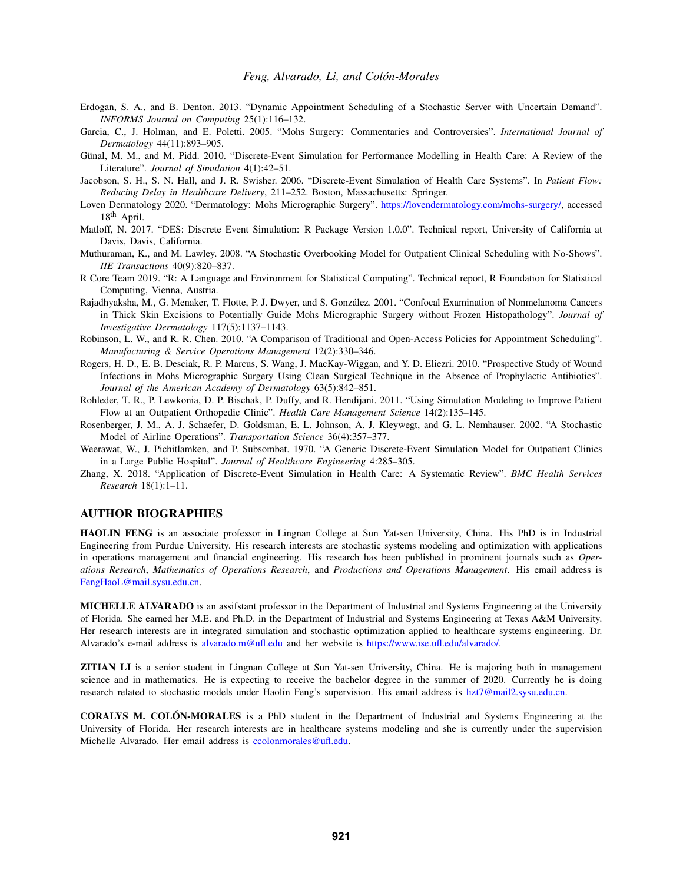Erdogan, S. A., and B. Denton. 2013. "Dynamic Appointment Scheduling of a Stochastic Server with Uncertain Demand". *INFORMS Journal on Computing* 25(1):116–132.

Garcia, C., J. Holman, and E. Poletti. 2005. "Mohs Surgery: Commentaries and Controversies". *International Journal of Dermatology* 44(11):893–905.

Günal, M. M., and M. Pidd. 2010. "Discrete-Event Simulation for Performance Modelling in Health Care: A Review of the Literature". *Journal of Simulation* 4(1):42–51.

Jacobson, S. H., S. N. Hall, and J. R. Swisher. 2006. "Discrete-Event Simulation of Health Care Systems". In *Patient Flow: Reducing Delay in Healthcare Delivery*, 211–252. Boston, Massachusetts: Springer.

Loven Dermatology 2020. "Dermatology: Mohs Micrographic Surgery". https://lovendermatology.com/mohs-surgery/, accessed 18th April.

Matloff, N. 2017. "DES: Discrete Event Simulation: R Package Version 1.0.0". Technical report, University of California at Davis, Davis, California.

Muthuraman, K., and M. Lawley. 2008. "A Stochastic Overbooking Model for Outpatient Clinical Scheduling with No-Shows". *IIE Transactions* 40(9):820–837.

R Core Team 2019. "R: A Language and Environment for Statistical Computing". Technical report, R Foundation for Statistical Computing, Vienna, Austria.

Rajadhyaksha, M., G. Menaker, T. Flotte, P. J. Dwyer, and S. González. 2001. "Confocal Examination of Nonmelanoma Cancers in Thick Skin Excisions to Potentially Guide Mohs Micrographic Surgery without Frozen Histopathology". *Journal of Investigative Dermatology* 117(5):1137–1143.

Robinson, L. W., and R. R. Chen. 2010. "A Comparison of Traditional and Open-Access Policies for Appointment Scheduling". *Manufacturing & Service Operations Management* 12(2):330–346.

Rogers, H. D., E. B. Desciak, R. P. Marcus, S. Wang, J. MacKay-Wiggan, and Y. D. Eliezri. 2010. "Prospective Study of Wound Infections in Mohs Micrographic Surgery Using Clean Surgical Technique in the Absence of Prophylactic Antibiotics". *Journal of the American Academy of Dermatology* 63(5):842–851.

Rohleder, T. R., P. Lewkonia, D. P. Bischak, P. Duffy, and R. Hendijani. 2011. "Using Simulation Modeling to Improve Patient Flow at an Outpatient Orthopedic Clinic". *Health Care Management Science* 14(2):135–145.

Rosenberger, J. M., A. J. Schaefer, D. Goldsman, E. L. Johnson, A. J. Kleywegt, and G. L. Nemhauser. 2002. "A Stochastic Model of Airline Operations". *Transportation Science* 36(4):357–377.

Weerawat, W., J. Pichitlamken, and P. Subsombat. 1970. "A Generic Discrete-Event Simulation Model for Outpatient Clinics in a Large Public Hospital". *Journal of Healthcare Engineering* 4:285–305.

Zhang, X. 2018. "Application of Discrete-Event Simulation in Health Care: A Systematic Review". *BMC Health Services Research* 18(1):1–11.

## AUTHOR BIOGRAPHIES

**HAOLIN FENG** is an associate professor in Lingnan College at Sun Yat-sen University, China. His PhD is in Industrial Engineering from Purdue University. His research interests are stochastic systems modeling and optimization with applications in operations management and financial engineering. His research has been published in prominent journals such as *Operations Research*, *Mathematics of Operations Research*, and *Productions and Operations Management*. His email address is FengHaoL@mail.sysu.edu.cn.

**MICHELLE ALVARADO** is an assifstant professor in the Department of Industrial and Systems Engineering at the University of Florida. She earned her M.E. and Ph.D. in the Department of Industrial and Systems Engineering at Texas A&M University. Her research interests are in integrated simulation and stochastic optimization applied to healthcare systems engineering. Dr. Alvarado's e-mail address is alvarado.m@ufl.edu and her website is https://www.ise.ufl.edu/alvarado/.

**ZITIAN LI** is a senior student in Lingnan College at Sun Yat-sen University, China. He is majoring both in management science and in mathematics. He is expecting to receive the bachelor degree in the summer of 2020. Currently he is doing research related to stochastic models under Haolin Feng's supervision. His email address is lizt7@mail2.sysu.edu.cn.

**CORALYS M. COLÓN-MORALES** is a PhD student in the Department of Industrial and Systems Engineering at the University of Florida. Her research interests are in healthcare systems modeling and she is currently under the supervision Michelle Alvarado. Her email address is ccolonmorales@ufl.edu.